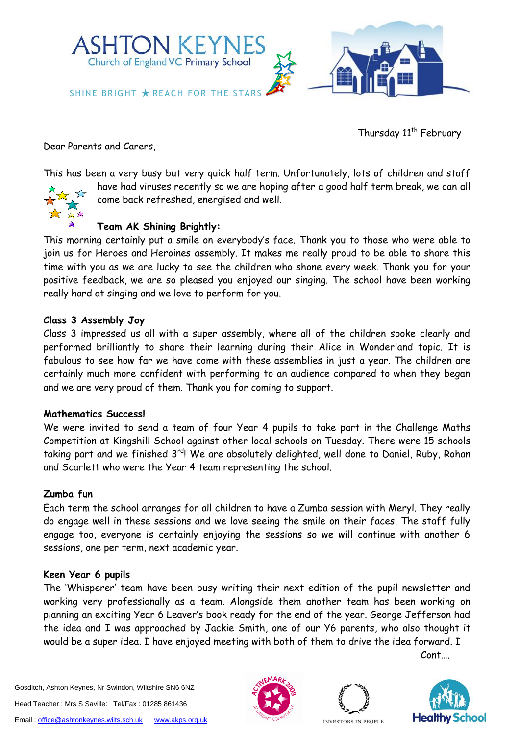# ASHTON KEYNES

Church of England VC Primary School

SHINE BRIGHT ★ REACH FOR THE STARS

Thursday 11th February

Dear Parents and Carers,

This has been a very busy but very quick half term. Unfortunately, lots of children and staff have had viruses recently so we are hoping after a good half term break, we can all come back refreshed, energised and well.

**Team AK Shining Brightly:**

This morning certainly put a smile on everybody's face. Thank you to those who were able to join us for Heroes and Heroines assembly. It makes me really proud to be able to share this time with you as we are lucky to see the children who shone every week. Thank you for your positive feedback, we are so pleased you enjoyed our singing. The school have been working really hard at singing and we love to perform for you.

**Class 3 Assembly Joy**

Class 3 impressed us all with a super assembly, where all of the children spoke clearly and performed brilliantly to share their learning during their Alice in Wonderland topic. It is fabulous to see how far we have come with these assemblies in just a year. The children are certainly much more confident with performing to an audience compared to when they began and we are very proud of them. Thank you for coming to support.

**Mathematics Success!**

We were invited to send a team of four Year 4 pupils to take part in the Challenge Maths Competition at Kingshill School against other local schools on Tuesday. There were 15 schools taking part and we finished 3rd! We are absolutely delighted, well done to Daniel, Ruby, Rohan and Scarlett who were the Year 4 team representing the school.

**Zumba fun**

Each term the school arranges for all children to have a Zumba session with Meryl. They really do engage well in these sessions and we love seeing the smile on their faces. The staff fully engage too, everyone is certainly enjoying the sessions so we will continue with another 6 sessions, one per term, next academic year.

**Keen Year 6 pupils**

The 'Whisperer' team have been busy writing their next edition of the pupil newsletter and working very professionally as a team. Alongside them another team has been working on planning an exciting Year 6 Leaver's book ready for the end of the year. George Jefferson had the idea and I was approached by Jackie Smith, one of our Y6 parents, who also thought it would be a super idea. I have enjoyed meeting with both of them to drive the idea forward. I

Cont….

Gosditch, Ashton Keynes, Nr Swindon, Wiltshire SN6 6NZ

Head Teacher : Mrs S Saville: Tel/Fax : 01285 861436

Email : office@ashtonkeynes.wilts.sch.uk www.akps.org.uk

ACTIVEMARK 2008 · INVESTORS IN PEOPLE · Healthy School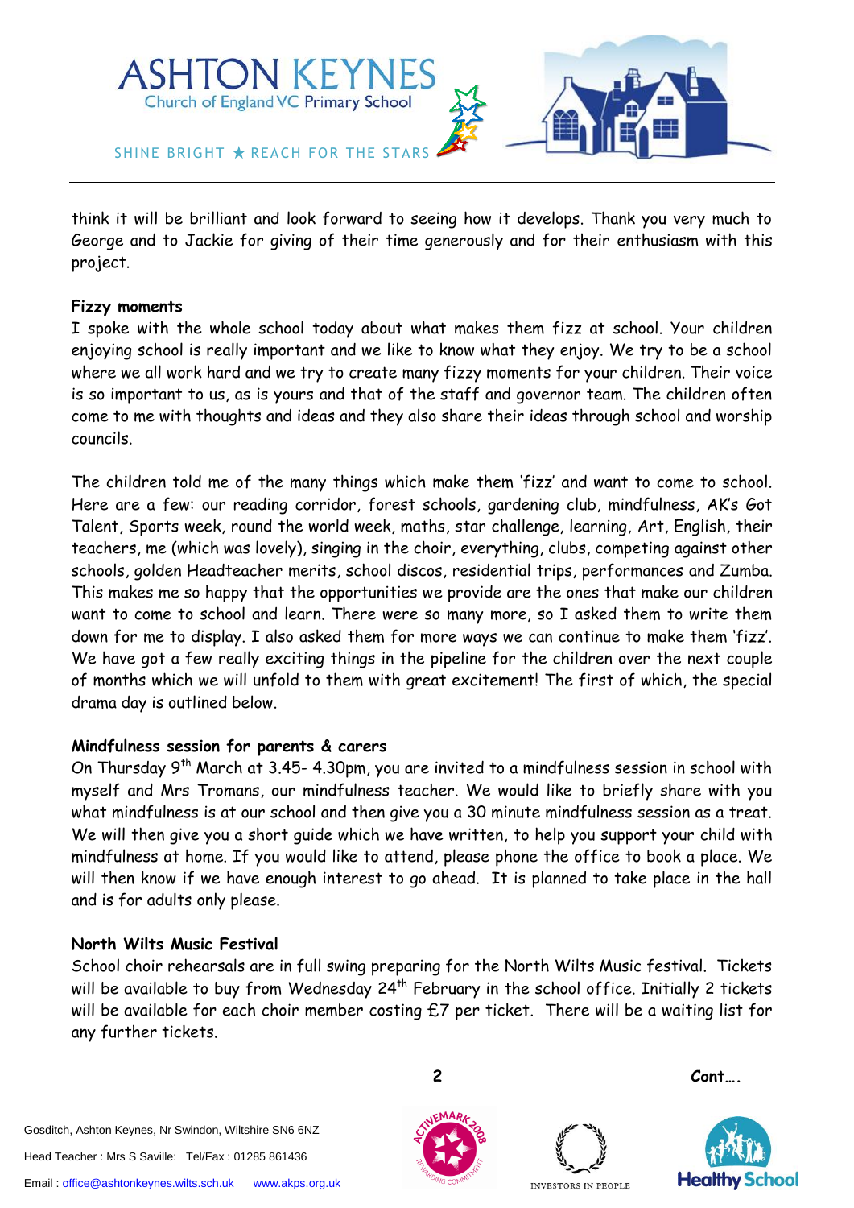think it will be brilliant and look forward to seeing how it develops. Thank you very much to George and to Jackie for giving of their time generously and for their enthusiasm with this project.

**Fizzy moments**

I spoke with the whole school today about what makes them fizz at school. Your children enjoying school is really important and we like to know what they enjoy. We try to be a school where we all work hard and we try to create many fizzy moments for your children. Their voice is so important to us, as is yours and that of the staff and governor team. The children often come to me with thoughts and ideas and they also share their ideas through school and worship councils.

The children told me of the many things which make them 'fizz' and want to come to school. Here are a few: our reading corridor, forest schools, gardening club, mindfulness, AK's Got Talent, Sports week, round the world week, maths, star challenge, learning, Art, English, their teachers, me (which was lovely), singing in the choir, everything, clubs, competing against other schools, golden Headteacher merits, school discos, residential trips, performances and Zumba. This makes me so happy that the opportunities we provide are the ones that make our children want to come to school and learn. There were so many more, so I asked them to write them down for me to display. I also asked them for more ways we can continue to make them 'fizz'. We have got a few really exciting things in the pipeline for the children over the next couple of months which we will unfold to them with great excitement! The first of which, the special drama day is outlined below.

**Mindfulness session for parents & carers**

On Thursday 9th March at 3.45- 4.30pm, you are invited to a mindfulness session in school with myself and Mrs Tromans, our mindfulness teacher. We would like to briefly share with you what mindfulness is at our school and then give you a 30 minute mindfulness session as a treat. We will then give you a short guide which we have written, to help you support your child with mindfulness at home. If you would like to attend, please phone the office to book a place. We will then know if we have enough interest to go ahead. It is planned to take place in the hall and is for adults only please.

**North Wilts Music Festival**

School choir rehearsals are in full swing preparing for the North Wilts Music festival. Tickets will be available to buy from Wednesday 24th February in the school office. Initially 2 tickets will be available for each choir member costing £7 per ticket. There will be a waiting list for any further tickets.

**Cont….**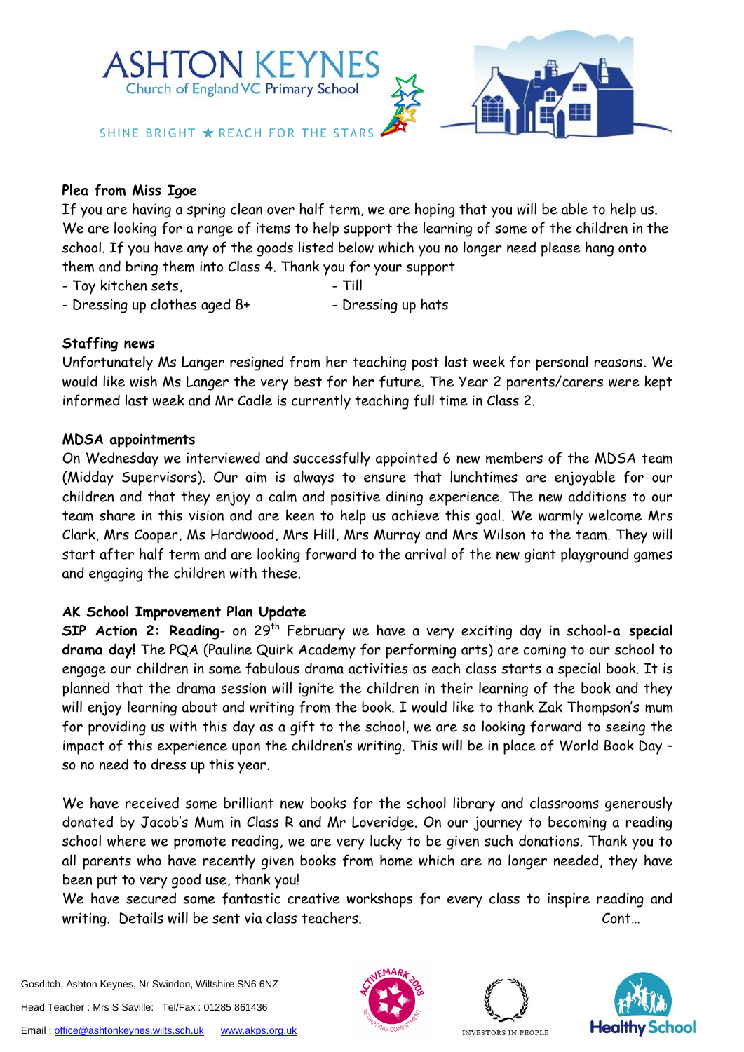# ASHTON KEYNES
Church of England VC Primary School

SHINE BRIGHT ★ REACH FOR THE STARS

**Plea from Miss Igoe**

If you are having a spring clean over half term, we are hoping that you will be able to help us. We are looking for a range of items to help support the learning of some of the children in the school. If you have any of the goods listed below which you no longer need please hang onto them and bring them into Class 4. Thank you for your support

- Toy kitchen sets,
- Till
- Dressing up clothes aged 8+
- Dressing up hats

**Staffing news**

Unfortunately Ms Langer resigned from her teaching post last week for personal reasons. We would like wish Ms Langer the very best for her future. The Year 2 parents/carers were kept informed last week and Mr Cadle is currently teaching full time in Class 2.

**MDSA appointments**

On Wednesday we interviewed and successfully appointed 6 new members of the MDSA team (Midday Supervisors). Our aim is always to ensure that lunchtimes are enjoyable for our children and that they enjoy a calm and positive dining experience. The new additions to our team share in this vision and are keen to help us achieve this goal. We warmly welcome Mrs Clark, Mrs Cooper, Ms Hardwood, Mrs Hill, Mrs Murray and Mrs Wilson to the team. They will start after half term and are looking forward to the arrival of the new giant playground games and engaging the children with these.

**AK School Improvement Plan Update**

**SIP Action 2: Reading**- on 29th February we have a very exciting day in school-**a special drama day!** The PQA (Pauline Quirk Academy for performing arts) are coming to our school to engage our children in some fabulous drama activities as each class starts a special book. It is planned that the drama session will ignite the children in their learning of the book and they will enjoy learning about and writing from the book. I would like to thank Zak Thompson's mum for providing us with this day as a gift to the school, we are so looking forward to seeing the impact of this experience upon the children's writing. This will be in place of World Book Day – so no need to dress up this year.

We have received some brilliant new books for the school library and classrooms generously donated by Jacob's Mum in Class R and Mr Loveridge. On our journey to becoming a reading school where we promote reading, we are very lucky to be given such donations. Thank you to all parents who have recently given books from home which are no longer needed, they have been put to very good use, thank you!

We have secured some fantastic creative workshops for every class to inspire reading and writing. Details will be sent via class teachers. Cont…

Gosditch, Ashton Keynes, Nr Swindon, Wiltshire SN6 6NZ

Head Teacher : Mrs S Saville: Tel/Fax : 01285 861436

Email : office@ashtonkeynes.wilts.sch.uk www.akps.org.uk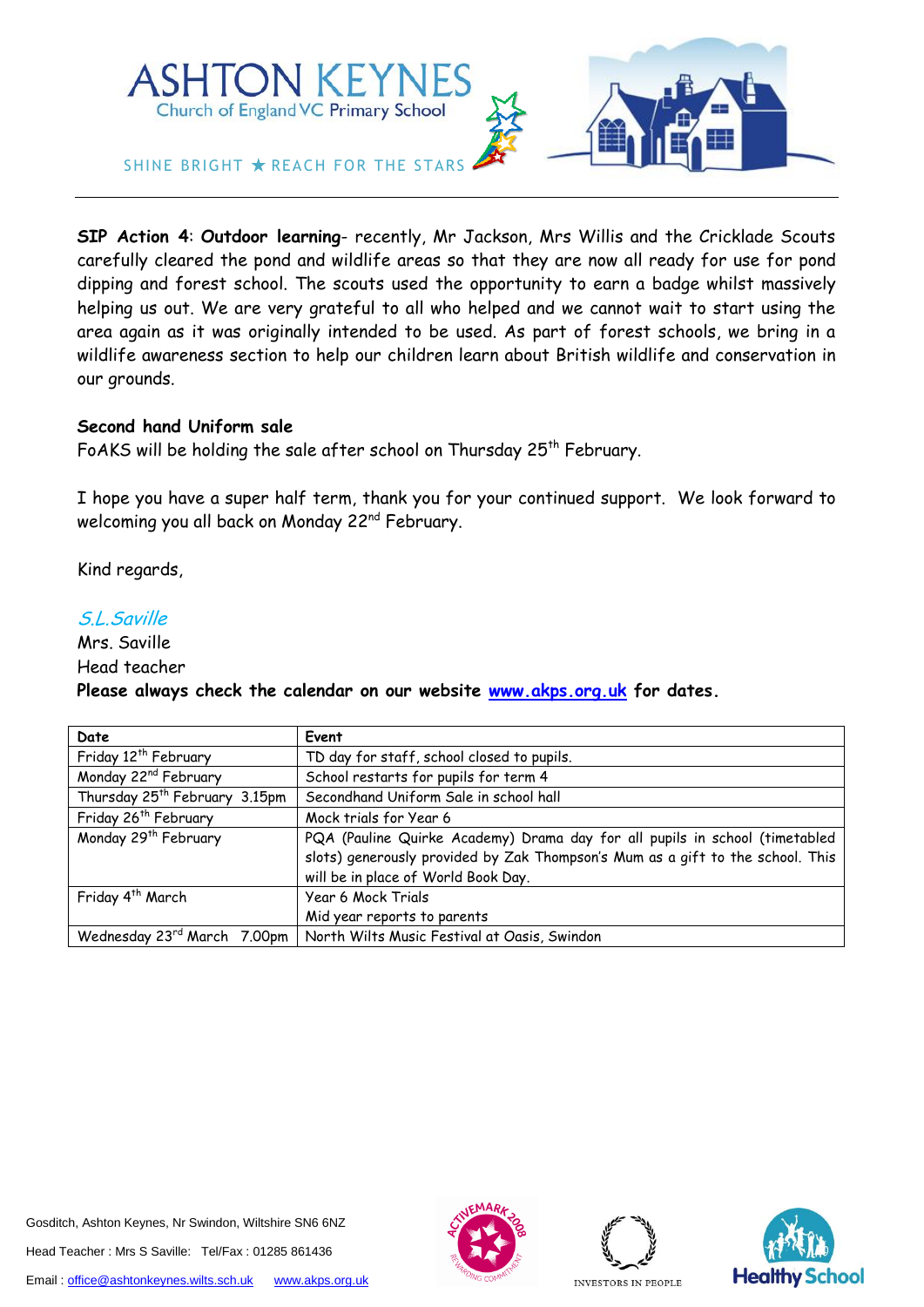**SIP Action 4**: **Outdoor learning**- recently, Mr Jackson, Mrs Willis and the Cricklade Scouts carefully cleared the pond and wildlife areas so that they are now all ready for use for pond dipping and forest school. The scouts used the opportunity to earn a badge whilst massively helping us out. We are very grateful to all who helped and we cannot wait to start using the area again as it was originally intended to be used. As part of forest schools, we bring in a wildlife awareness section to help our children learn about British wildlife and conservation in our grounds.

**Second hand Uniform sale**

FoAKS will be holding the sale after school on Thursday 25th February.

I hope you have a super half term, thank you for your continued support. We look forward to welcoming you all back on Monday 22nd February.

Kind regards,

*S.L.Saville*

Mrs. Saville

Head teacher

**Please always check the calendar on our website [www.akps.org.uk](http://www.akps.org.uk) for dates.**

| Date | Event |
|---|---|
| Friday 12th February | TD day for staff, school closed to pupils. |
| Monday 22nd February | School restarts for pupils for term 4 |
| Thursday 25th February 3.15pm | Secondhand Uniform Sale in school hall |
| Friday 26th February | Mock trials for Year 6 |
| Monday 29th February | PQA (Pauline Quirke Academy) Drama day for all pupils in school (timetabled slots) generously provided by Zak Thompson's Mum as a gift to the school. This will be in place of World Book Day. |
| Friday 4th March | Year 6 Mock Trials<br>Mid year reports to parents |
| Wednesday 23rd March 7.00pm | North Wilts Music Festival at Oasis, Swindon |

Gosditch, Ashton Keynes, Nr Swindon, Wiltshire SN6 6NZ

Head Teacher : Mrs S Saville: Tel/Fax : 01285 861436

Email : office@ashtonkeynes.wilts.sch.uk www.akps.org.uk